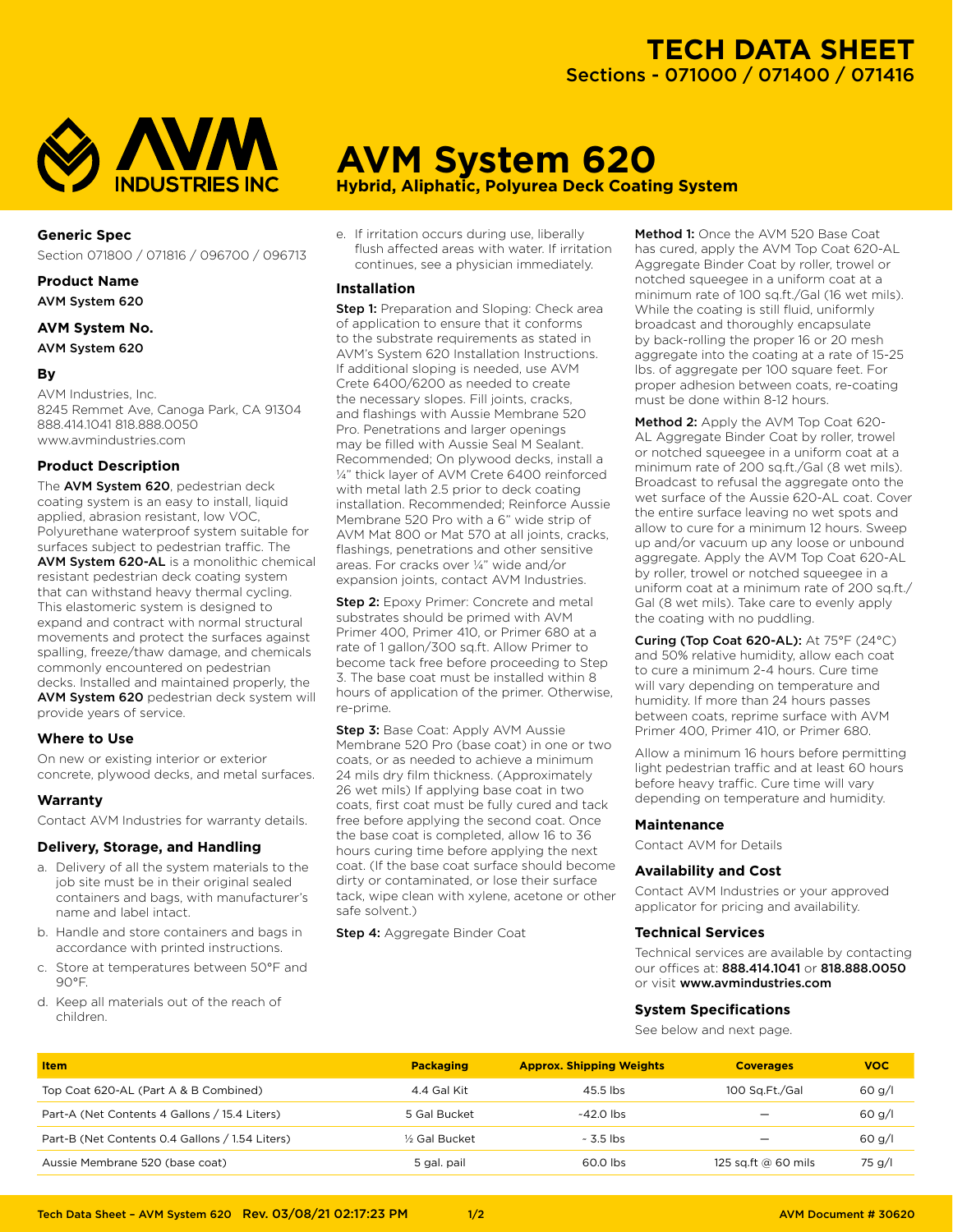# TECH DATA SHEET

Sections - 071000 / 071400 / 071416

# AVM System 620

**Hybrid, Aliphatic, Polyurea Deck Coating System**

### Generic Spec

Section 071800 / 071816 / 096700 / 096713

### Product Name

AVM System 620

### AVM System No.

AVM System 620

### By

AVM Industries, Inc.
8245 Remmet Ave, Canoga Park, CA 91304
888.414.1041 818.888.0050
www.avmindustries.com

### Product Description

The **AVM System 620**, pedestrian deck coating system is an easy to install, liquid applied, abrasion resistant, low VOC, Polyurethane waterproof system suitable for surfaces subject to pedestrian traffic. The **AVM System 620-AL** is a monolithic chemical resistant pedestrian deck coating system that can withstand heavy thermal cycling. This elastomeric system is designed to expand and contract with normal structural movements and protect the surfaces against spalling, freeze/thaw damage, and chemicals commonly encountered on pedestrian decks. Installed and maintained properly, the **AVM System 620** pedestrian deck system will provide years of service.

### Where to Use

On new or existing interior or exterior concrete, plywood decks, and metal surfaces.

### Warranty

Contact AVM Industries for warranty details.

### Delivery, Storage, and Handling

a. Delivery of all the system materials to the job site must be in their original sealed containers and bags, with manufacturer's name and label intact.

b. Handle and store containers and bags in accordance with printed instructions.

c. Store at temperatures between 50°F and 90°F.

d. Keep all materials out of the reach of children.

e. If irritation occurs during use, liberally flush affected areas with water. If irritation continues, see a physician immediately.

### Installation

**Step 1:** Preparation and Sloping: Check area of application to ensure that it conforms to the substrate requirements as stated in AVM's System 620 Installation Instructions. If additional sloping is needed, use AVM Crete 6400/6200 as needed to create the necessary slopes. Fill joints, cracks, and flashings with Aussie Membrane 520 Pro. Penetrations and larger openings may be filled with Aussie Seal M Sealant. Recommended; On plywood decks, install a ¼" thick layer of AVM Crete 6400 reinforced with metal lath 2.5 prior to deck coating installation. Recommended; Reinforce Aussie Membrane 520 Pro with a 6" wide strip of AVM Mat 800 or Mat 570 at all joints, cracks, flashings, penetrations and other sensitive areas. For cracks over ¼" wide and/or expansion joints, contact AVM Industries.

**Step 2:** Epoxy Primer: Concrete and metal substrates should be primed with AVM Primer 400, Primer 410, or Primer 680 at a rate of 1 gallon/300 sq.ft. Allow Primer to become tack free before proceeding to Step 3. The base coat must be installed within 8 hours of application of the primer. Otherwise, re-prime.

**Step 3:** Base Coat: Apply AVM Aussie Membrane 520 Pro (base coat) in one or two coats, or as needed to achieve a minimum 24 mils dry film thickness. (Approximately 26 wet mils) If applying base coat in two coats, first coat must be fully cured and tack free before applying the second coat. Once the base coat is completed, allow 16 to 36 hours curing time before applying the next coat. (If the base coat surface should become dirty or contaminated, or lose their surface tack, wipe clean with xylene, acetone or other safe solvent.)

**Step 4:** Aggregate Binder Coat

**Method 1:** Once the AVM 520 Base Coat has cured, apply the AVM Top Coat 620-AL Aggregate Binder Coat by roller, trowel or notched squeegee in a uniform coat at a minimum rate of 100 sq.ft./Gal (16 wet mils). While the coating is still fluid, uniformly broadcast and thoroughly encapsulate by back-rolling the proper 16 or 20 mesh aggregate into the coating at a rate of 15-25 lbs. of aggregate per 100 square feet. For proper adhesion between coats, re-coating must be done within 8-12 hours.

**Method 2:** Apply the AVM Top Coat 620-AL Aggregate Binder Coat by roller, trowel or notched squeegee in a uniform coat at a minimum rate of 200 sq.ft./Gal (8 wet mils). Broadcast to refusal the aggregate onto the wet surface of the Aussie 620-AL coat. Cover the entire surface leaving no wet spots and allow to cure for a minimum 12 hours. Sweep up and/or vacuum up any loose or unbound aggregate. Apply the AVM Top Coat 620-AL by roller, trowel or notched squeegee in a uniform coat at a minimum rate of 200 sq.ft./Gal (8 wet mils). Take care to evenly apply the coating with no puddling.

**Curing (Top Coat 620-AL):** At 75°F (24°C) and 50% relative humidity, allow each coat to cure a minimum 2-4 hours. Cure time will vary depending on temperature and humidity. If more than 24 hours passes between coats, reprime surface with AVM Primer 400, Primer 410, or Primer 680.

Allow a minimum 16 hours before permitting light pedestrian traffic and at least 60 hours before heavy traffic. Cure time will vary depending on temperature and humidity.

### Maintenance

Contact AVM for Details

### Availability and Cost

Contact AVM Industries or your approved applicator for pricing and availability.

### Technical Services

Technical services are available by contacting our offices at: **888.414.1041** or **818.888.0050** or visit **www.avmindustries.com**

### System Specifications

See below and next page.

| Item | Packaging | Approx. Shipping Weights | Coverages | VOC |
|---|---|---|---|---|
| Top Coat 620-AL (Part A & B Combined) | 4.4 Gal Kit | 45.5 lbs | 100 Sq.Ft./Gal | 60 g/l |
| Part-A (Net Contents 4 Gallons / 15.4 Liters) | 5 Gal Bucket | ~42.0 lbs | — | 60 g/l |
| Part-B (Net Contents 0.4 Gallons / 1.54 Liters) | ½ Gal Bucket | ~ 3.5 lbs | — | 60 g/l |
| Aussie Membrane 520 (base coat) | 5 gal. pail | 60.0 lbs | 125 sq.ft @ 60 mils | 75 g/l |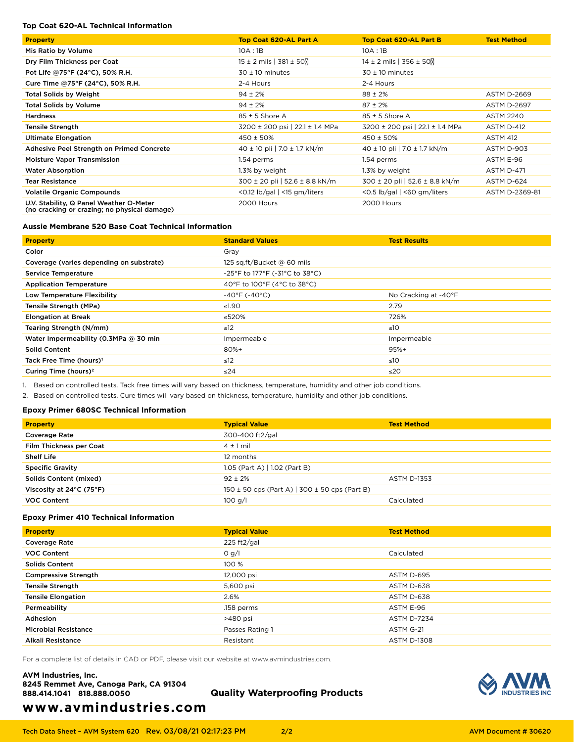## Top Coat 620-AL Technical Information

| Property | Top Coat 620-AL Part A | Top Coat 620-AL Part B | Test Method |
|---|---|---|---|
| Mis Ratio by Volume | 10A : 1B | 10A : 1B | |
| Dry Film Thickness per Coat | 15 ± 2 mils \| 381 ± 50 | 14 ± 2 mils \| 356 ± 50 | |
| Pot Life @75°F (24°C), 50% R.H. | 30 ± 10 minutes | 30 ± 10 minutes | |
| Cure Time @75°F (24°C), 50% R.H. | 2-4 Hours | 2-4 Hours | |
| Total Solids by Weight | 94 ± 2% | 88 ± 2% | ASTM D-2669 |
| Total Solids by Volume | 94 ± 2% | 87 ± 2% | ASTM D-2697 |
| Hardness | 85 ± 5 Shore A | 85 ± 5 Shore A | ASTM 2240 |
| Tensile Strength | 3200 ± 200 psi \| 22.1 ± 1.4 MPa | 3200 ± 200 psi \| 22.1 ± 1.4 MPa | ASTM D-412 |
| Ultimate Elongation | 450 ± 50% | 450 ± 50% | ASTM 412 |
| Adhesive Peel Strength on Primed Concrete | 40 ± 10 pli \| 7.0 ± 1.7 kN/m | 40 ± 10 pli \| 7.0 ± 1.7 kN/m | ASTM D-903 |
| Moisture Vapor Transmission | 1.54 perms | 1.54 perms | ASTM E-96 |
| Water Absorption | 1.3% by weight | 1.3% by weight | ASTM D-471 |
| Tear Resistance | 300 ± 20 pli \| 52.6 ± 8.8 kN/m | 300 ± 20 pli \| 52.6 ± 8.8 kN/m | ASTM D-624 |
| Volatile Organic Compounds | <0.12 lb/gal \| <15 gm/liters | <0.5 lb/gal \| <60 gm/liters | ASTM D-2369-81 |
| U.V. Stability, Q Panel Weather O-Meter (no cracking or crazing; no physical damage) | 2000 Hours | 2000 Hours | |

## Aussie Membrane 520 Base Coat Technical Information

| Property | Standard Values | Test Results |
|---|---|---|
| Color | Gray | |
| Coverage (varies depending on substrate) | 125 sq.ft/Bucket @ 60 mils | |
| Service Temperature | -25°F to 177°F (-31°C to 38°C) | |
| Application Temperature | 40°F to 100°F (4°C to 38°C) | |
| Low Temperature Flexibility | -40°F (-40°C) | No Cracking at -40°F |
| Tensile Strength (MPa) | ≤1.90 | 2.79 |
| Elongation at Break | ≤520% | 726% |
| Tearing Strength (N/mm) | ≤12 | ≤10 |
| Water Impermeability (0.3MPa @ 30 min | Impermeable | Impermeable |
| Solid Content | 80%+ | 95%+ |
| Tack Free Time (hours)[1] | ≤12 | ≤10 |
| Curing Time (hours)[2] | ≤24 | ≤20 |

1. Based on controlled tests. Tack free times will vary based on thickness, temperature, humidity and other job conditions.
2. Based on controlled tests. Cure times will vary based on thickness, temperature, humidity and other job conditions.

## Epoxy Primer 680SC Technical Information

| Property | Typical Value | Test Method |
|---|---|---|
| Coverage Rate | 300-400 ft2/gal | |
| Film Thickness per Coat | 4 ± 1 mil | |
| Shelf Life | 12 months | |
| Specific Gravity | 1.05 (Part A) \| 1.02 (Part B) | |
| Solids Content (mixed) | 92 ± 2% | ASTM D-1353 |
| Viscosity at 24°C (75°F) | 150 ± 50 cps (Part A) \| 300 ± 50 cps (Part B) | |
| VOC Content | 100 g/l | Calculated |

## Epoxy Primer 410 Technical Information

| Property | Typical Value | Test Method |
|---|---|---|
| Coverage Rate | 225 ft2/gal | |
| VOC Content | 0 g/l | Calculated |
| Solids Content | 100 % | |
| Compressive Strength | 12,000 psi | ASTM D-695 |
| Tensile Strength | 5,600 psi | ASTM D-638 |
| Tensile Elongation | 2.6% | ASTM D-638 |
| Permeability | .158 perms | ASTM E-96 |
| Adhesion | >480 psi | ASTM D-7234 |
| Microbial Resistance | Passes Rating 1 | ASTM G-21 |
| Alkali Resistance | Resistant | ASTM D-1308 |

For a complete list of details in CAD or PDF, please visit our website at www.avmindustries.com.

**AVM Industries, Inc.**
**8245 Remmet Ave, Canoga Park, CA 91304**
**888.414.1041 818.888.0050**

**Quality Waterproofing Products**

**www.avmindustries.com**

Tech Data Sheet – AVM System 620 Rev. 03/08/21 02:17:23 PM — AVM Document # 30620